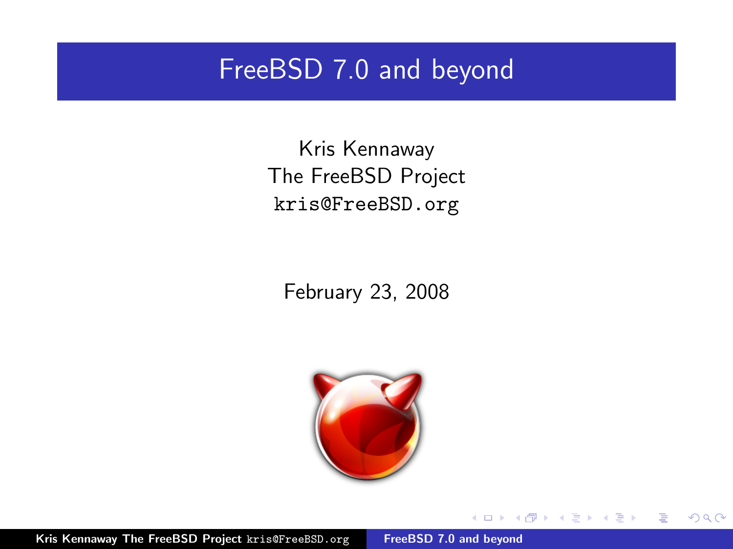# FreeBSD 7.0 and beyond

Kris Kennaway
The FreeBSD Project
kris@FreeBSD.org

February 23, 2008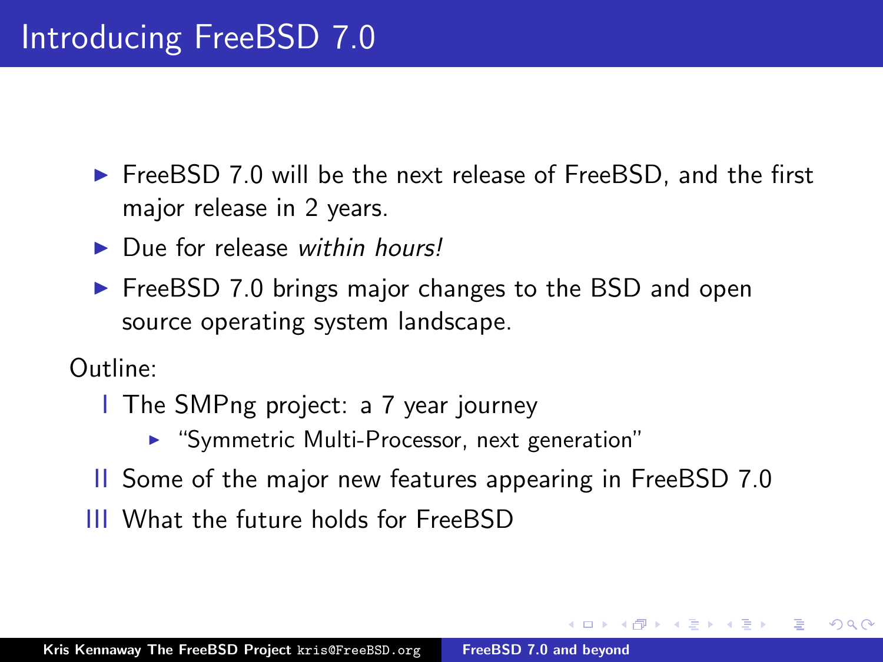# Introducing FreeBSD 7.0

- FreeBSD 7.0 will be the next release of FreeBSD, and the first major release in 2 years.
- Due for release *within hours!*
- FreeBSD 7.0 brings major changes to the BSD and open source operating system landscape.

Outline:

- I The SMPng project: a 7 year journey
  - "Symmetric Multi-Processor, next generation"
- II Some of the major new features appearing in FreeBSD 7.0
- III What the future holds for FreeBSD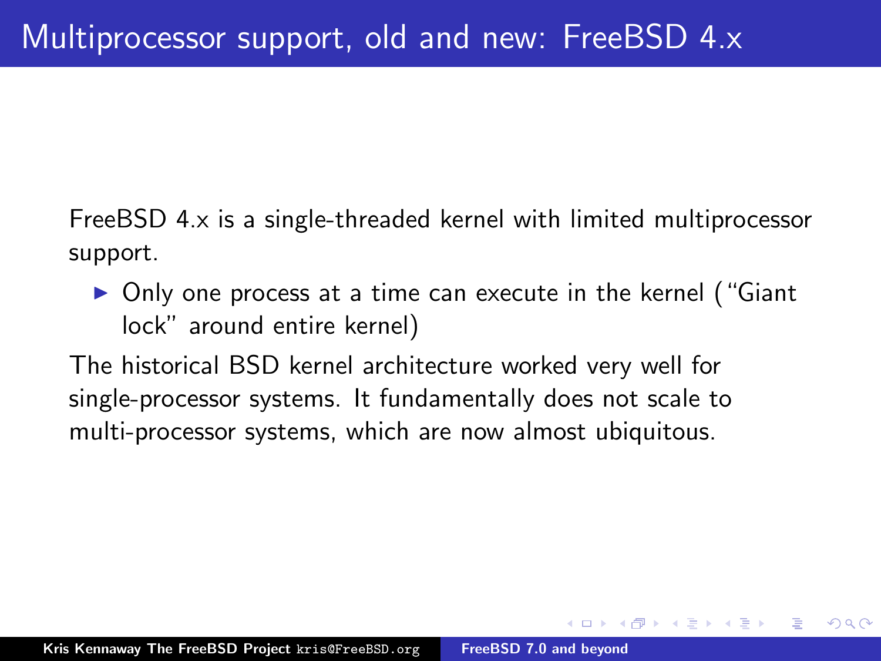# Multiprocessor support, old and new: FreeBSD 4.x

FreeBSD 4.x is a single-threaded kernel with limited multiprocessor support.

- Only one process at a time can execute in the kernel ("Giant lock" around entire kernel)

The historical BSD kernel architecture worked very well for single-processor systems. It fundamentally does not scale to multi-processor systems, which are now almost ubiquitous.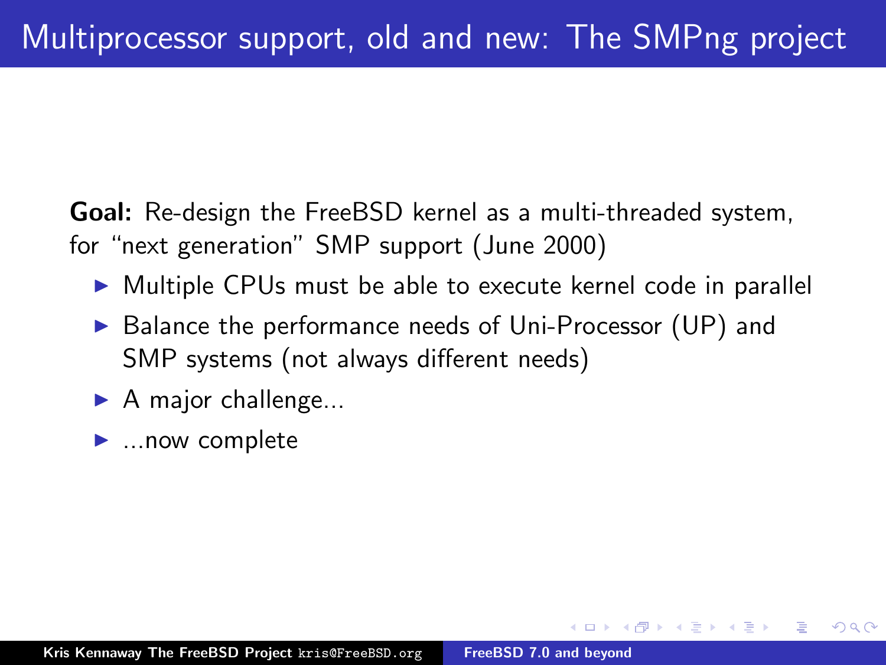# Multiprocessor support, old and new: The SMPng project

**Goal:** Re-design the FreeBSD kernel as a multi-threaded system, for "next generation" SMP support (June 2000)

- Multiple CPUs must be able to execute kernel code in parallel
- Balance the performance needs of Uni-Processor (UP) and SMP systems (not always different needs)
- A major challenge...
- ...now complete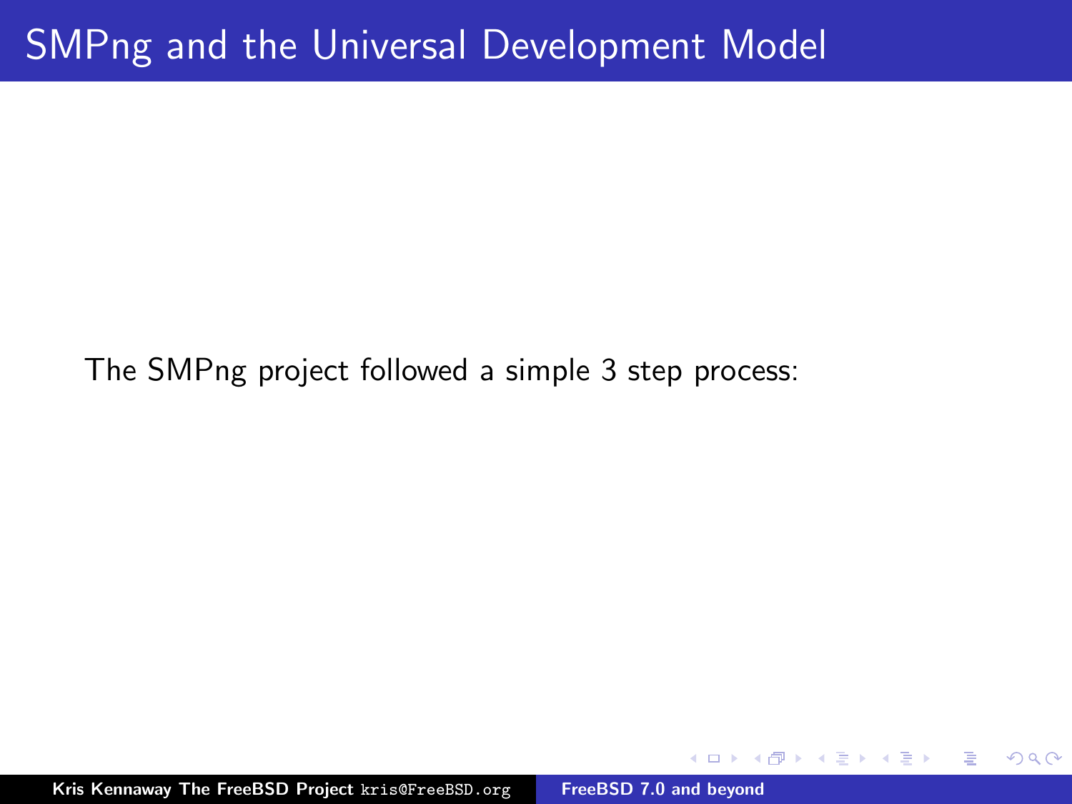# SMPng and the Universal Development Model

The SMPng project followed a simple 3 step process: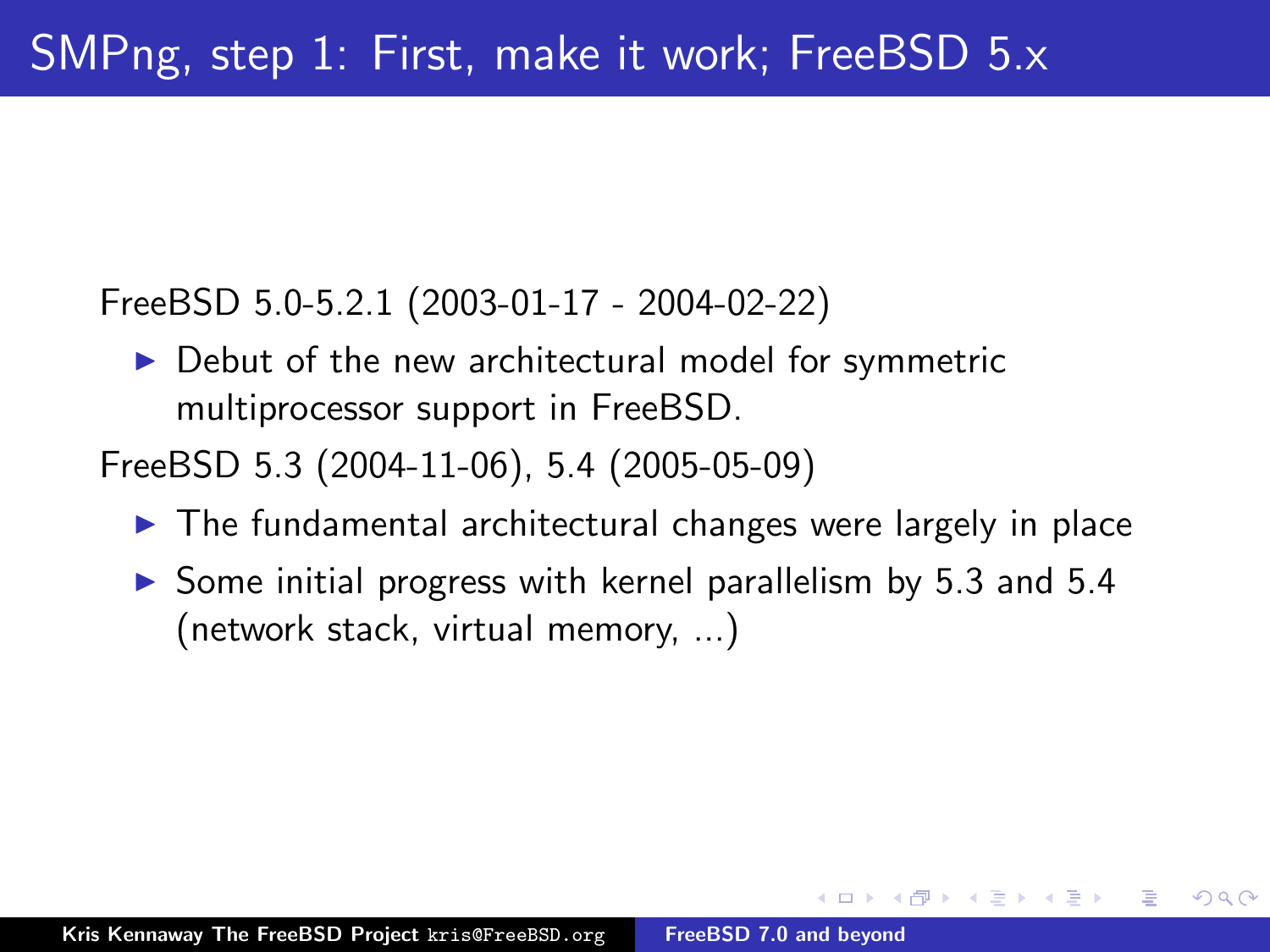# SMPng, step 1: First, make it work; FreeBSD 5.x

FreeBSD 5.0-5.2.1 (2003-01-17 - 2004-02-22)

- Debut of the new architectural model for symmetric multiprocessor support in FreeBSD.

FreeBSD 5.3 (2004-11-06), 5.4 (2005-05-09)

- The fundamental architectural changes were largely in place
- Some initial progress with kernel parallelism by 5.3 and 5.4 (network stack, virtual memory, ...)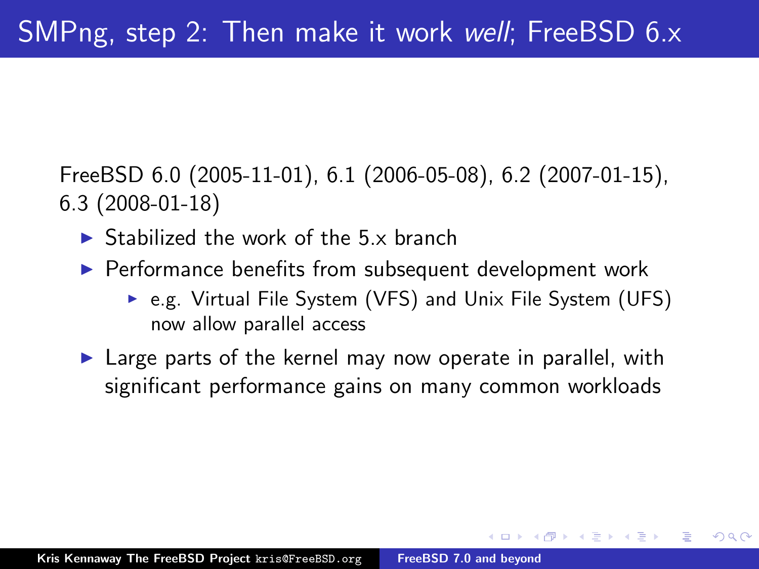# SMPng, step 2: Then make it work *well*; FreeBSD 6.x

FreeBSD 6.0 (2005-11-01), 6.1 (2006-05-08), 6.2 (2007-01-15), 6.3 (2008-01-18)

- Stabilized the work of the 5.x branch
- Performance benefits from subsequent development work
  - e.g. Virtual File System (VFS) and Unix File System (UFS) now allow parallel access
- Large parts of the kernel may now operate in parallel, with significant performance gains on many common workloads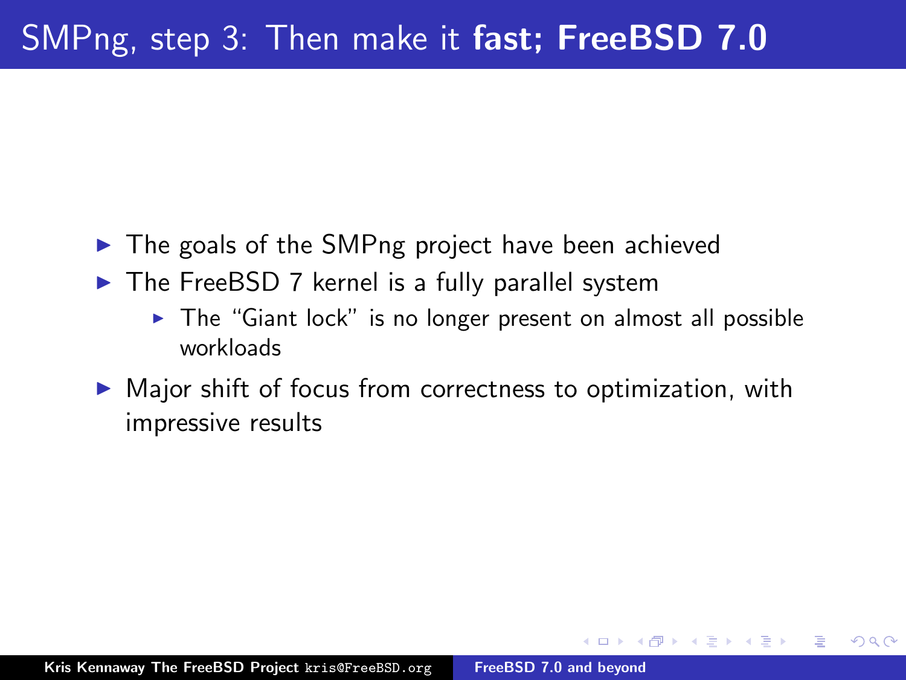# SMPng, step 3: Then make it **fast; FreeBSD 7.0**

- The goals of the SMPng project have been achieved
- The FreeBSD 7 kernel is a fully parallel system
  - The "Giant lock" is no longer present on almost all possible workloads
- Major shift of focus from correctness to optimization, with impressive results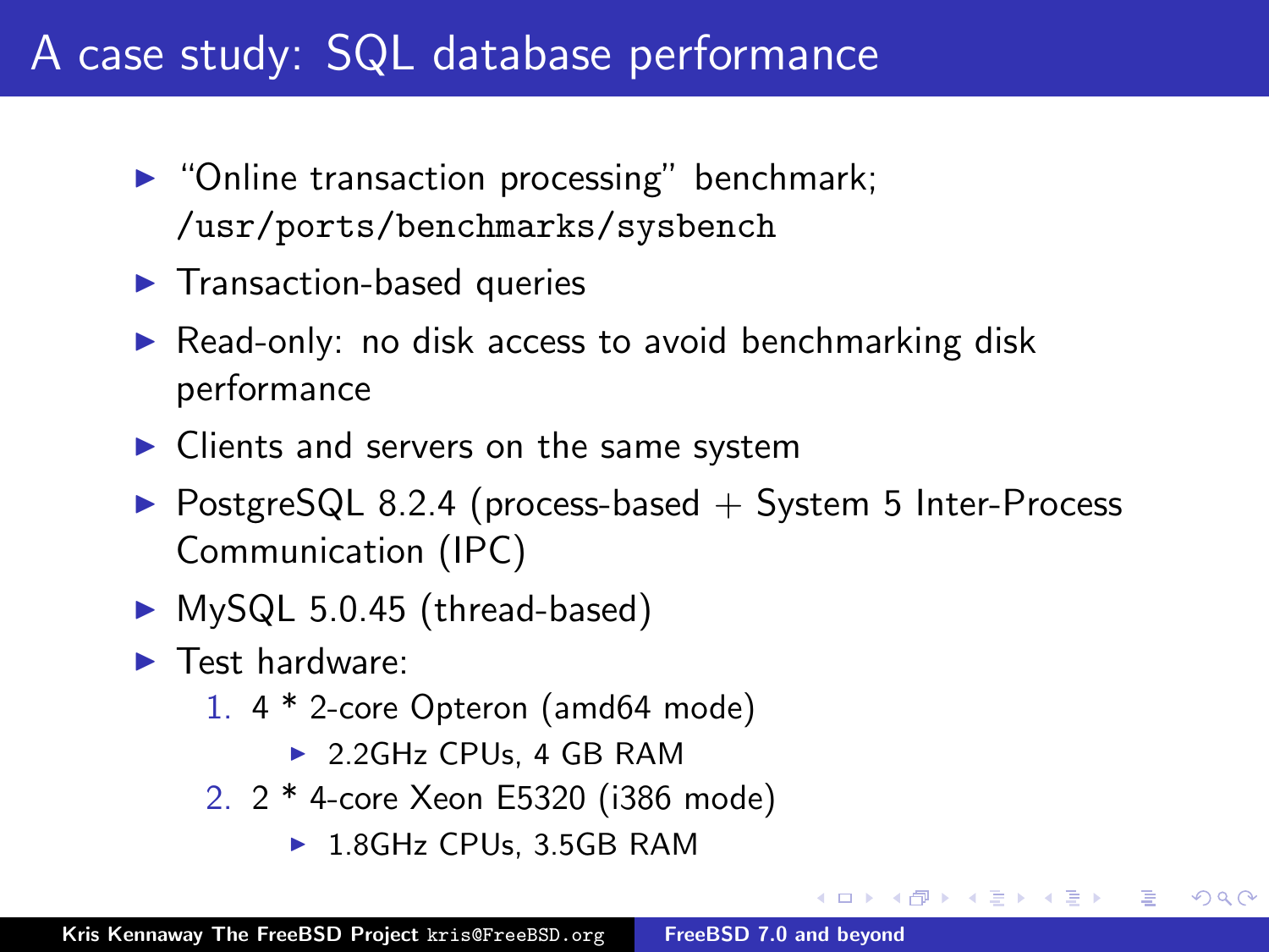# A case study: SQL database performance

- "Online transaction processing" benchmark; `/usr/ports/benchmarks/sysbench`
- Transaction-based queries
- Read-only: no disk access to avoid benchmarking disk performance
- Clients and servers on the same system
- PostgreSQL 8.2.4 (process-based + System 5 Inter-Process Communication (IPC)
- MySQL 5.0.45 (thread-based)
- Test hardware:
  1. 4 * 2-core Opteron (amd64 mode)
     - 2.2GHz CPUs, 4 GB RAM
  2. 2 * 4-core Xeon E5320 (i386 mode)
     - 1.8GHz CPUs, 3.5GB RAM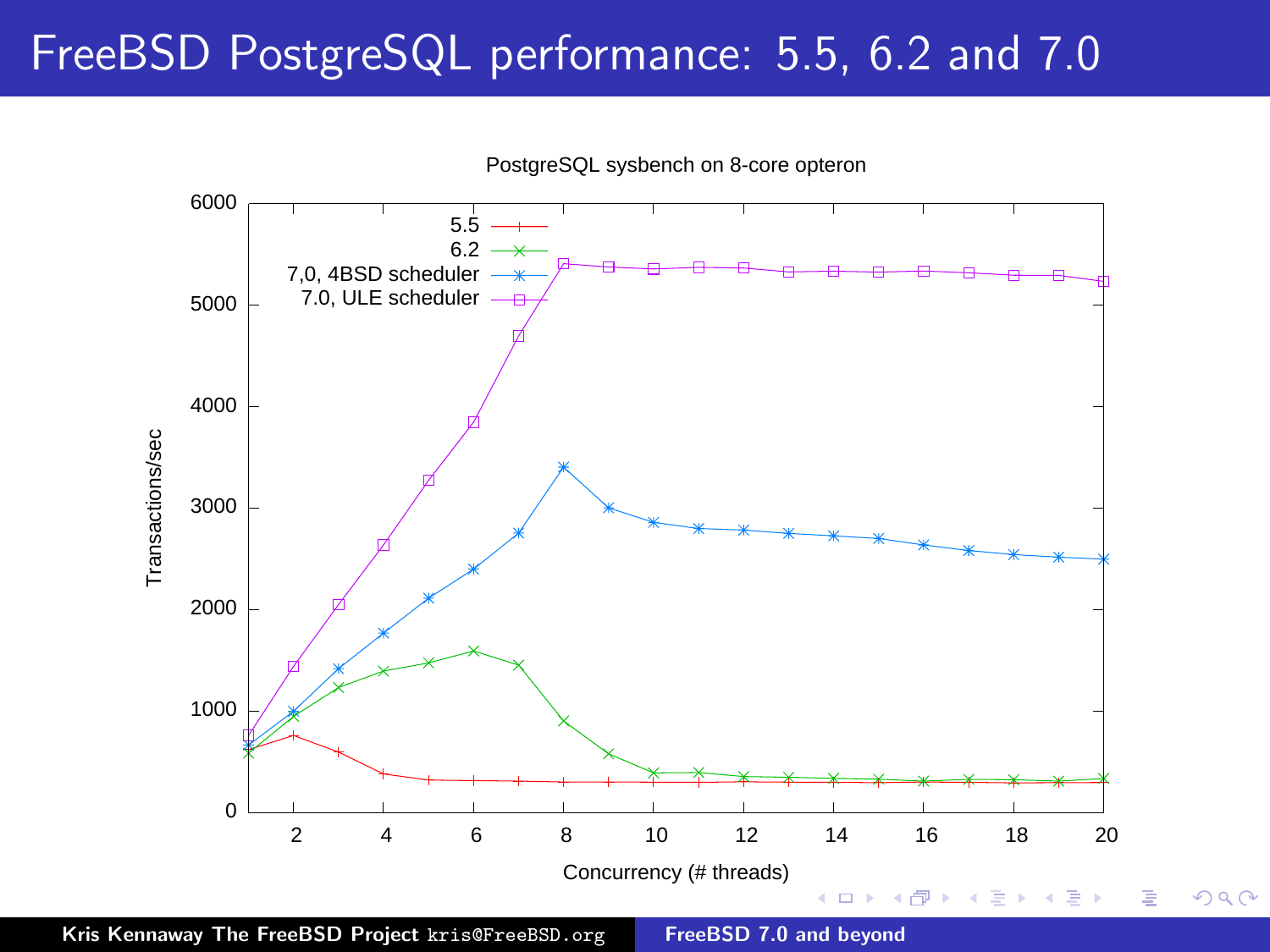# FreeBSD PostgreSQL performance: 5.5, 6.2 and 7.0

PostgreSQL sysbench on 8-core opteron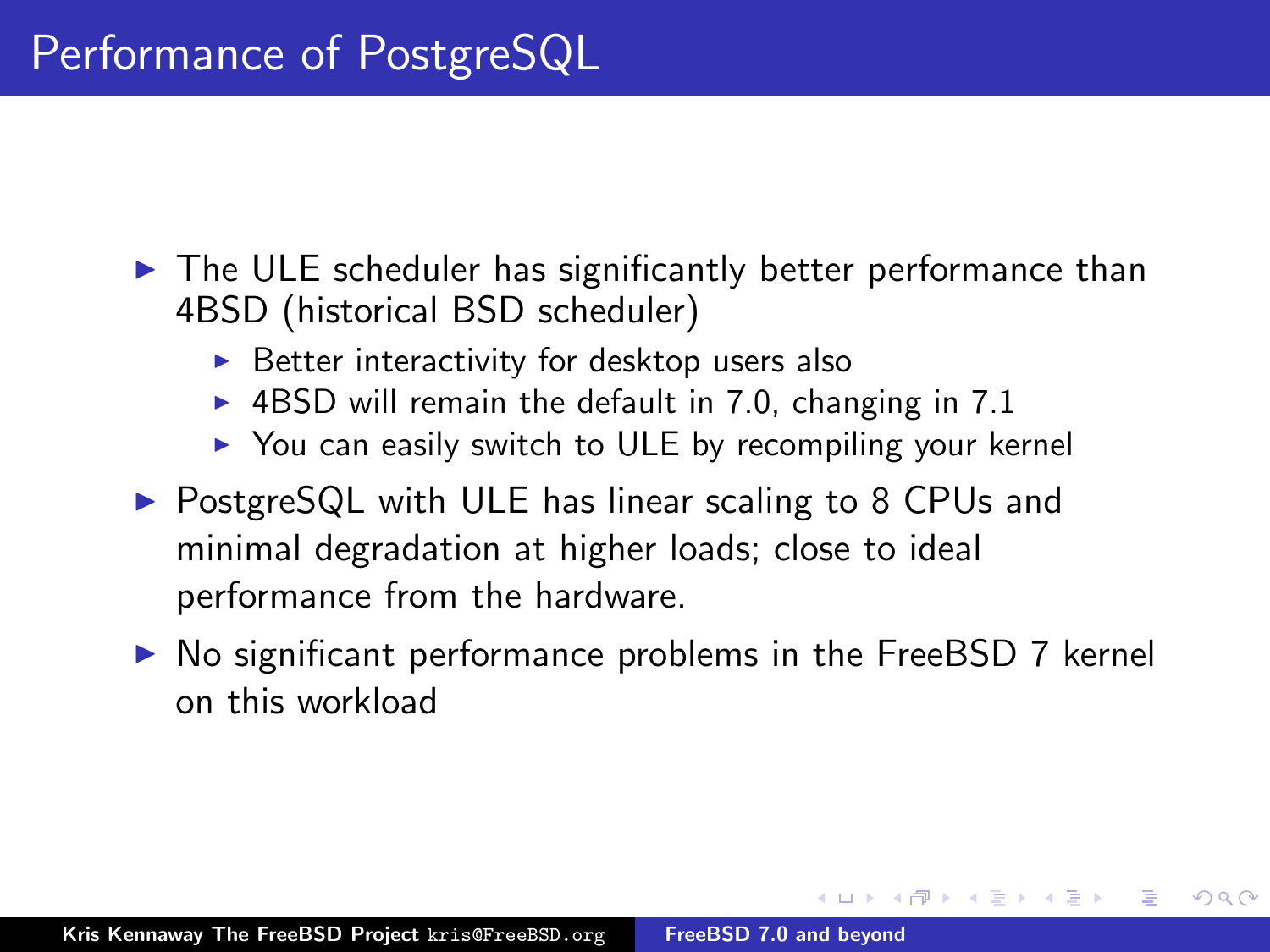# Performance of PostgreSQL

- The ULE scheduler has significantly better performance than 4BSD (historical BSD scheduler)
  - Better interactivity for desktop users also
  - 4BSD will remain the default in 7.0, changing in 7.1
  - You can easily switch to ULE by recompiling your kernel
- PostgreSQL with ULE has linear scaling to 8 CPUs and minimal degradation at higher loads; close to ideal performance from the hardware.
- No significant performance problems in the FreeBSD 7 kernel on this workload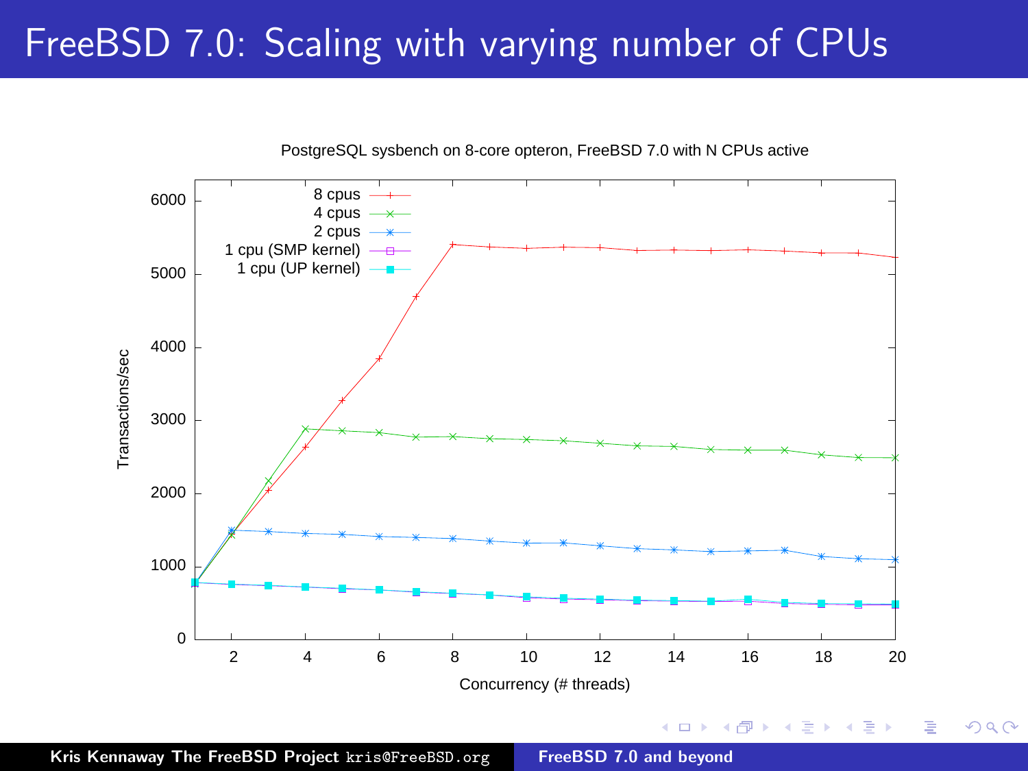# FreeBSD 7.0: Scaling with varying number of CPUs

PostgreSQL sysbench on 8-core opteron, FreeBSD 7.0 with N CPUs active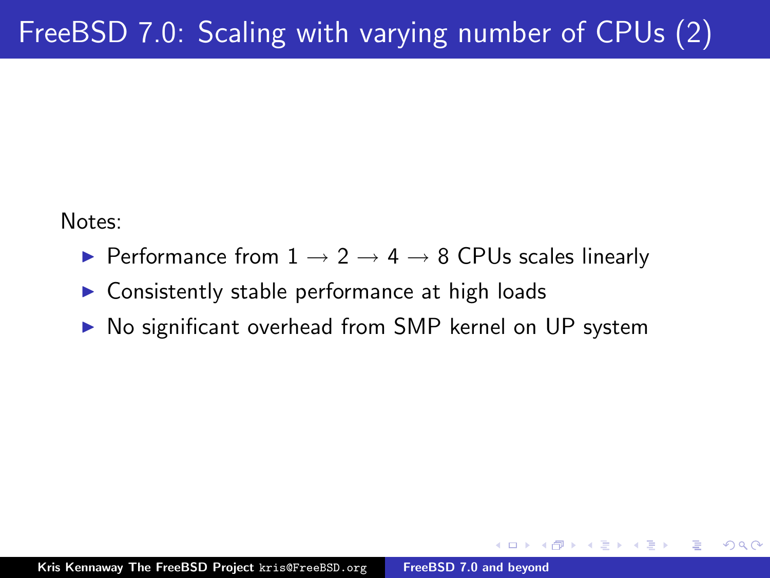# FreeBSD 7.0: Scaling with varying number of CPUs (2)

Notes:

- Performance from $1 \rightarrow 2 \rightarrow 4 \rightarrow 8$ CPUs scales linearly
- Consistently stable performance at high loads
- No significant overhead from SMP kernel on UP system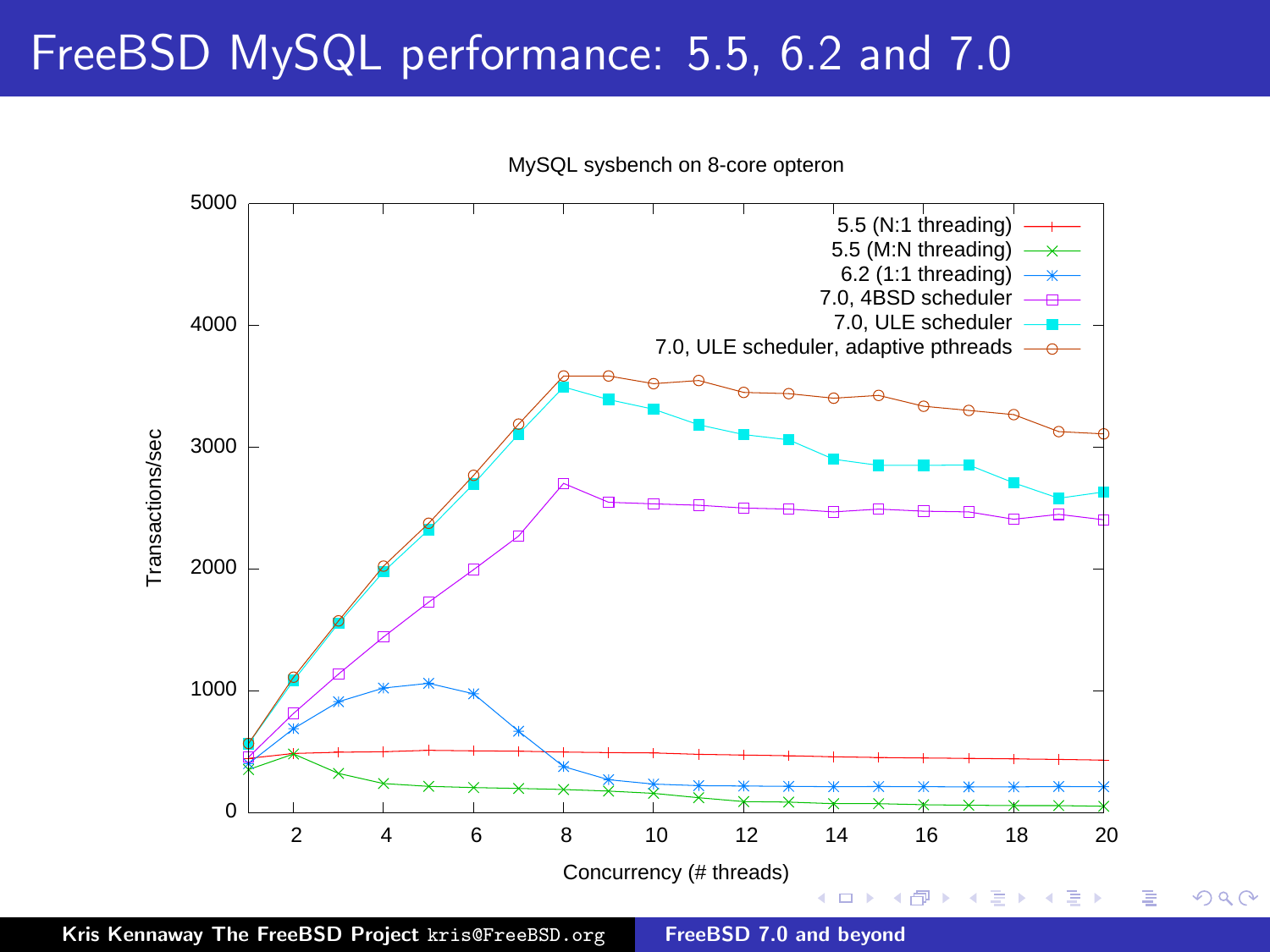# FreeBSD MySQL performance: 5.5, 6.2 and 7.0

MySQL sysbench on 8-core opteron

Transactions/sec

Concurrency (# threads)

- 5.5 (N:1 threading)
- 5.5 (M:N threading)
- 6.2 (1:1 threading)
- 7.0, 4BSD scheduler
- 7.0, ULE scheduler
- 7.0, ULE scheduler, adaptive pthreads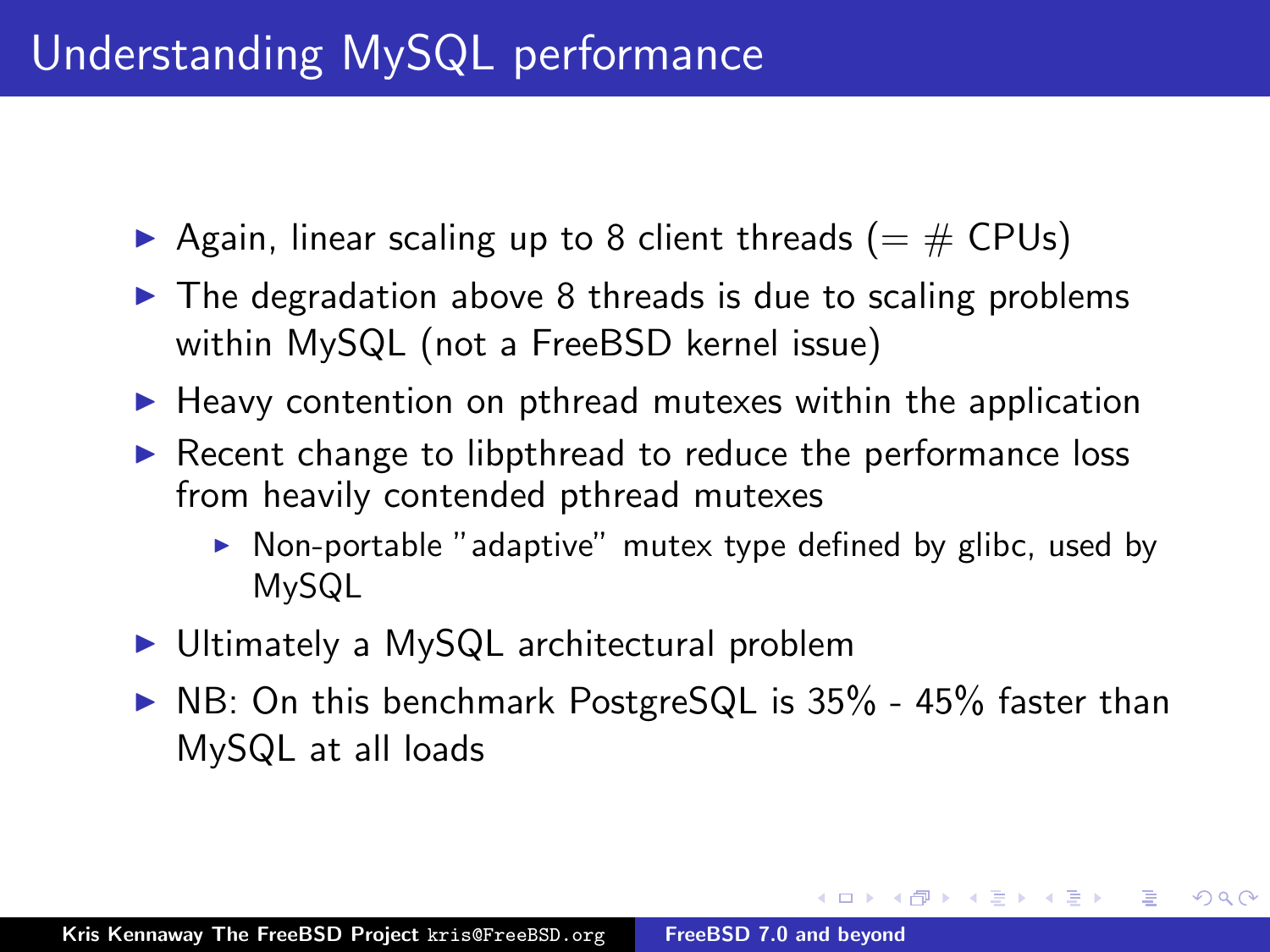# Understanding MySQL performance

- Again, linear scaling up to 8 client threads (= # CPUs)
- The degradation above 8 threads is due to scaling problems within MySQL (not a FreeBSD kernel issue)
- Heavy contention on pthread mutexes within the application
- Recent change to libpthread to reduce the performance loss from heavily contended pthread mutexes
  - Non-portable "adaptive" mutex type defined by glibc, used by MySQL
- Ultimately a MySQL architectural problem
- NB: On this benchmark PostgreSQL is 35% - 45% faster than MySQL at all loads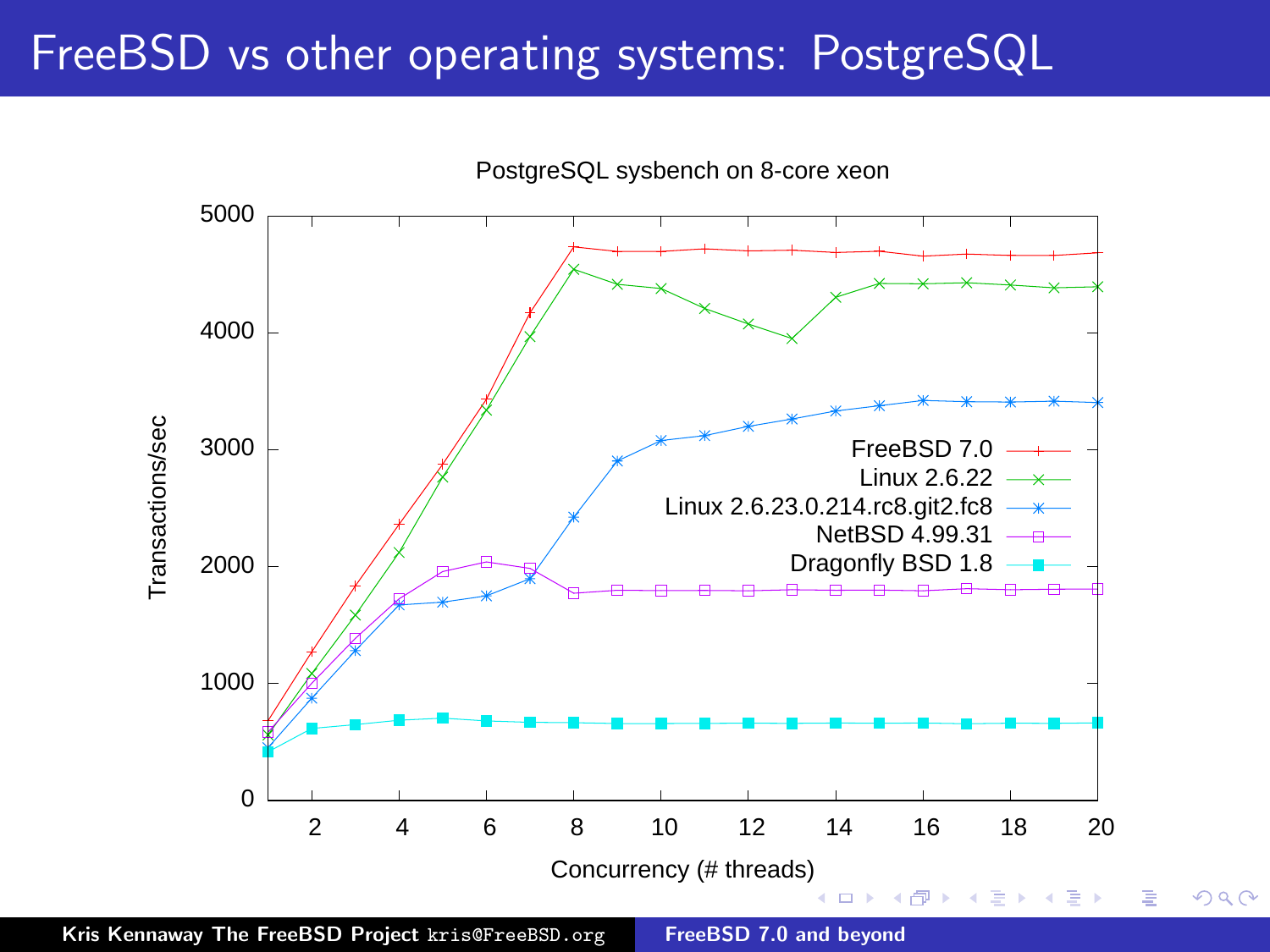# FreeBSD vs other operating systems: PostgreSQL

PostgreSQL sysbench on 8-core xeon

Transactions/sec

Concurrency (# threads)

- FreeBSD 7.0
- Linux 2.6.22
- Linux 2.6.23.0.214.rc8.git2.fc8
- NetBSD 4.99.31
- Dragonfly BSD 1.8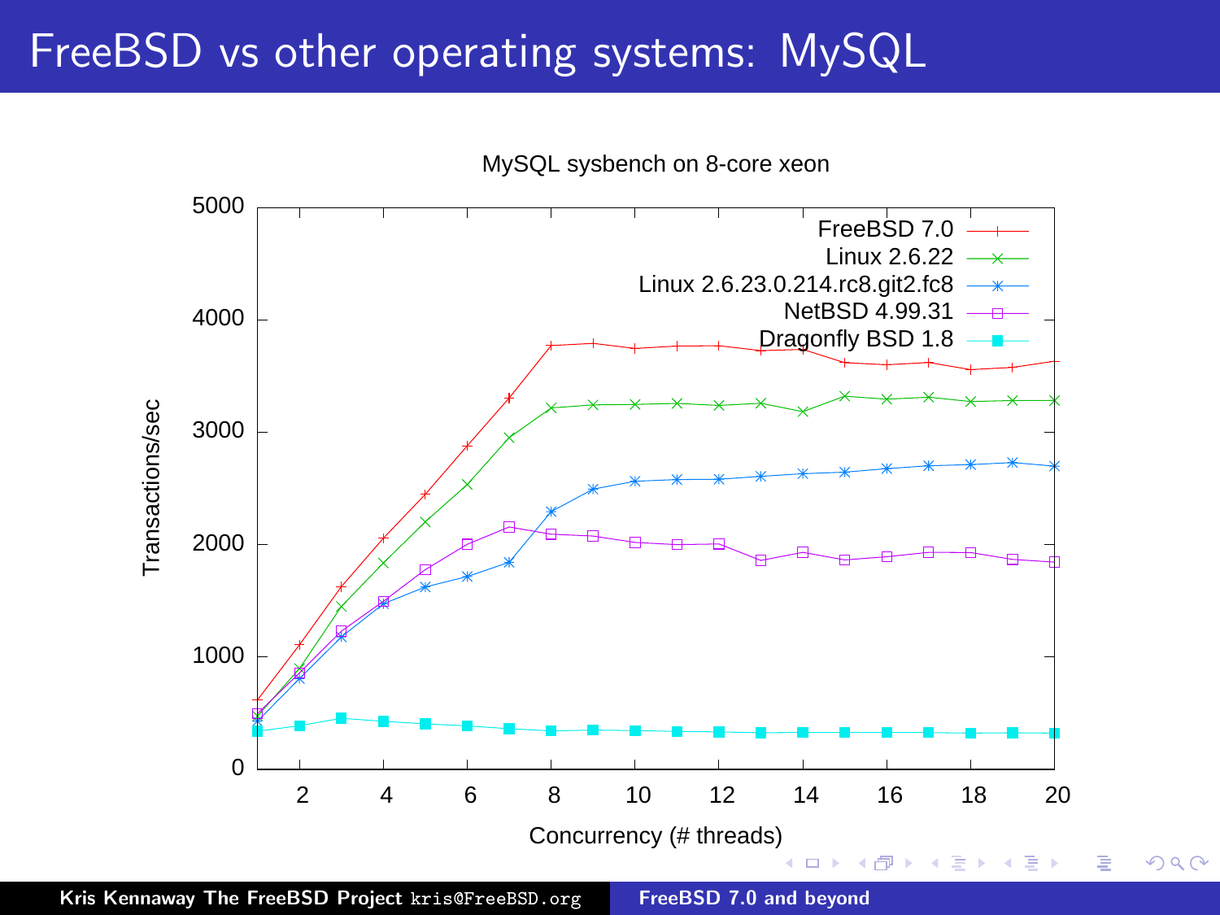# FreeBSD vs other operating systems: MySQL

MySQL sysbench on 8-core xeon

Transactions/sec

Concurrency (# threads)

FreeBSD 7.0

Linux 2.6.22

Linux 2.6.23.0.214.rc8.git2.fc8

NetBSD 4.99.31

Dragonfly BSD 1.8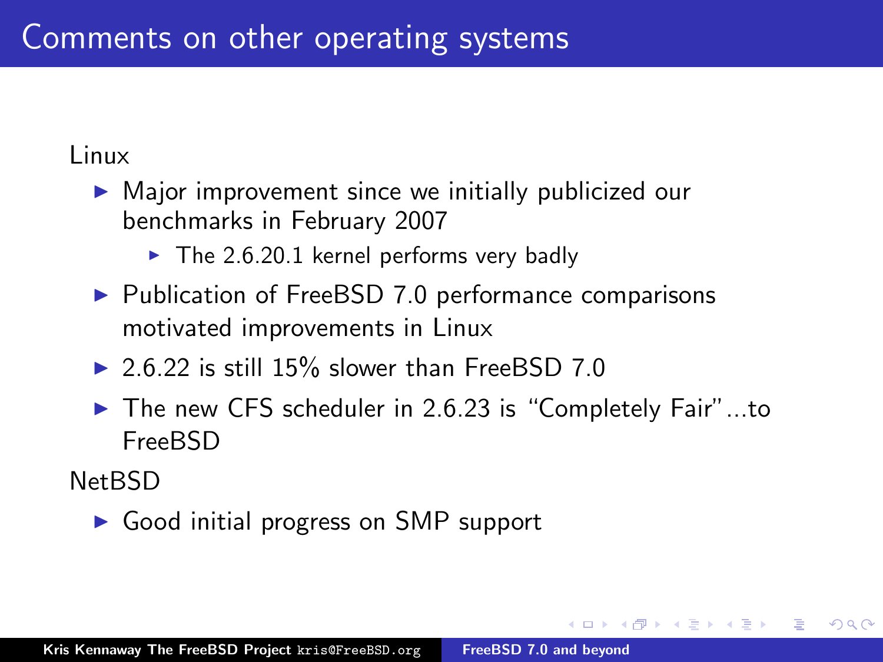# Comments on other operating systems

Linux

- Major improvement since we initially publicized our benchmarks in February 2007
  - The 2.6.20.1 kernel performs very badly
- Publication of FreeBSD 7.0 performance comparisons motivated improvements in Linux
- 2.6.22 is still 15% slower than FreeBSD 7.0
- The new CFS scheduler in 2.6.23 is "Completely Fair"...to FreeBSD

NetBSD

- Good initial progress on SMP support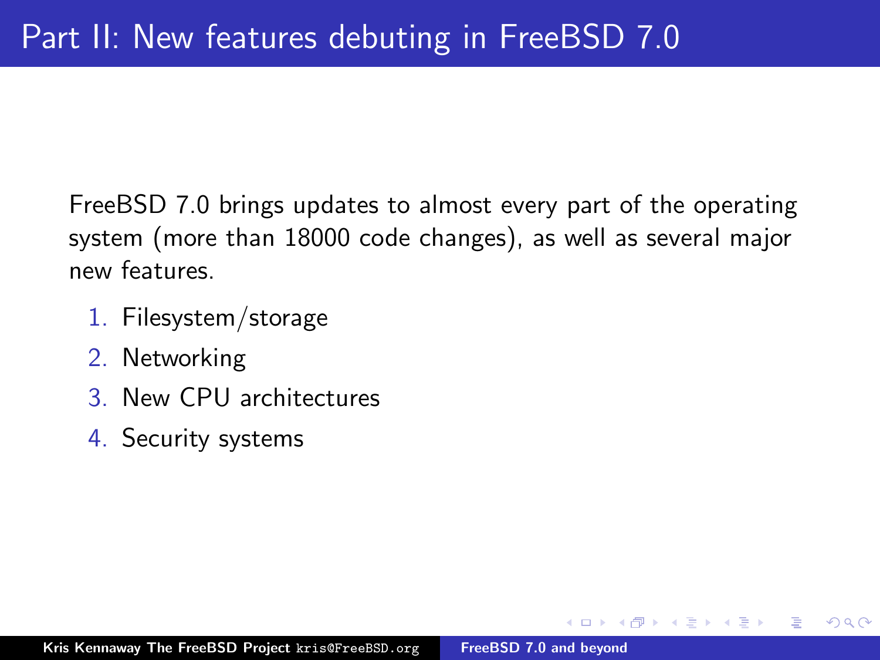# Part II: New features debuting in FreeBSD 7.0

FreeBSD 7.0 brings updates to almost every part of the operating system (more than 18000 code changes), as well as several major new features.

1. Filesystem/storage
2. Networking
3. New CPU architectures
4. Security systems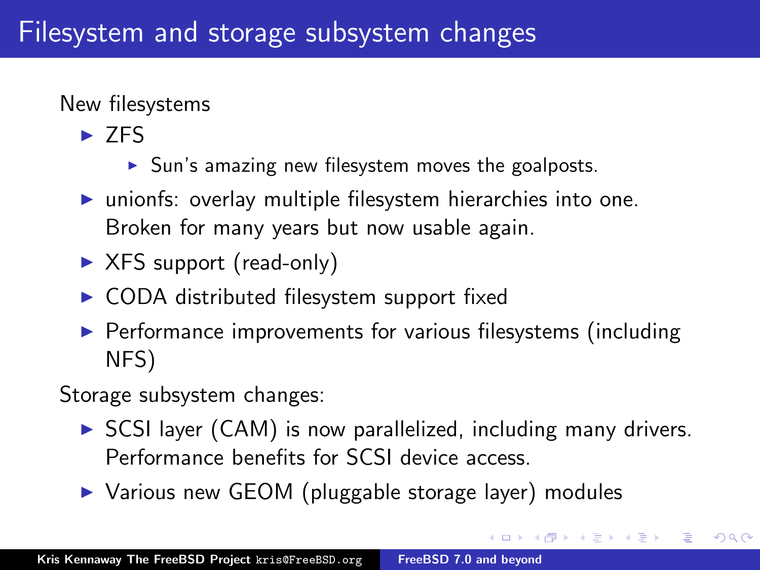# Filesystem and storage subsystem changes

New filesystems

- ZFS
  - Sun's amazing new filesystem moves the goalposts.
- unionfs: overlay multiple filesystem hierarchies into one. Broken for many years but now usable again.
- XFS support (read-only)
- CODA distributed filesystem support fixed
- Performance improvements for various filesystems (including NFS)

Storage subsystem changes:

- SCSI layer (CAM) is now parallelized, including many drivers. Performance benefits for SCSI device access.
- Various new GEOM (pluggable storage layer) modules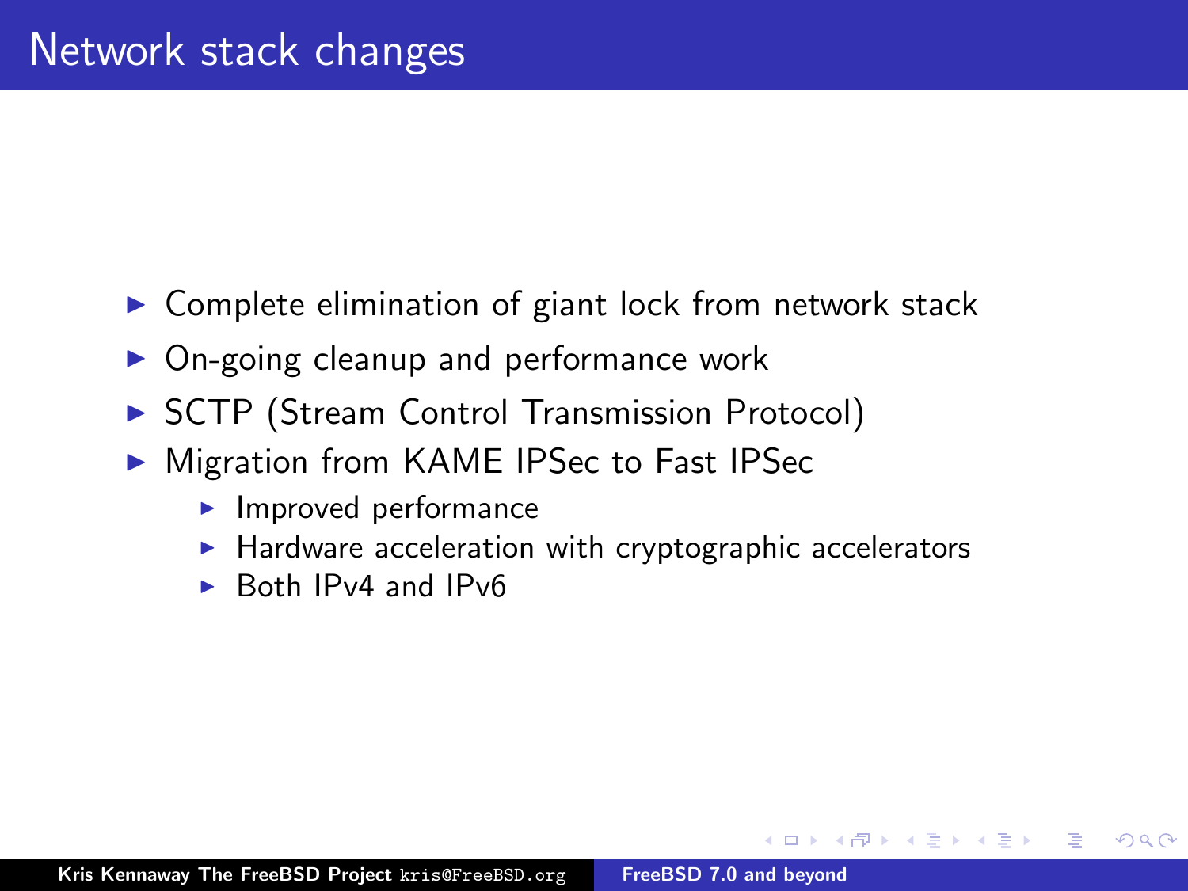# Network stack changes

- Complete elimination of giant lock from network stack
- On-going cleanup and performance work
- SCTP (Stream Control Transmission Protocol)
- Migration from KAME IPSec to Fast IPSec
  - Improved performance
  - Hardware acceleration with cryptographic accelerators
  - Both IPv4 and IPv6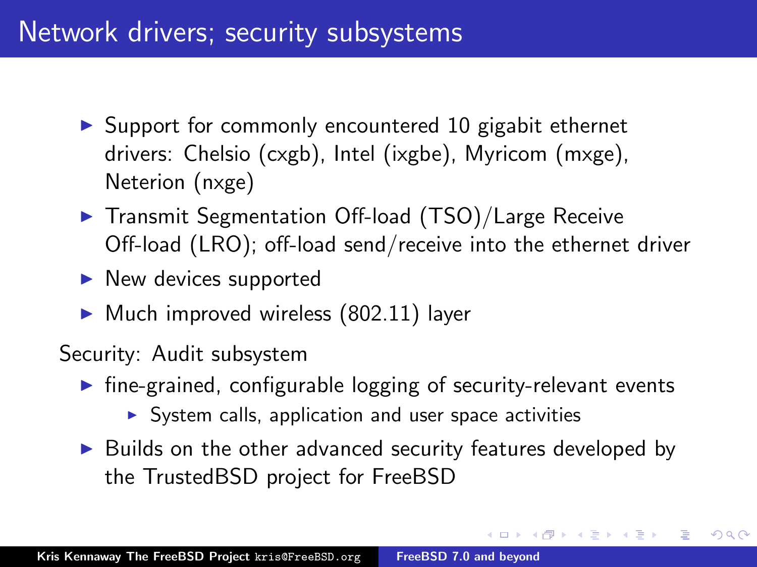# Network drivers; security subsystems

- Support for commonly encountered 10 gigabit ethernet drivers: Chelsio (cxgb), Intel (ixgbe), Myricom (mxge), Neterion (nxge)
- Transmit Segmentation Off-load (TSO)/Large Receive Off-load (LRO); off-load send/receive into the ethernet driver
- New devices supported
- Much improved wireless (802.11) layer

Security: Audit subsystem

- fine-grained, configurable logging of security-relevant events
  - System calls, application and user space activities
- Builds on the other advanced security features developed by the TrustedBSD project for FreeBSD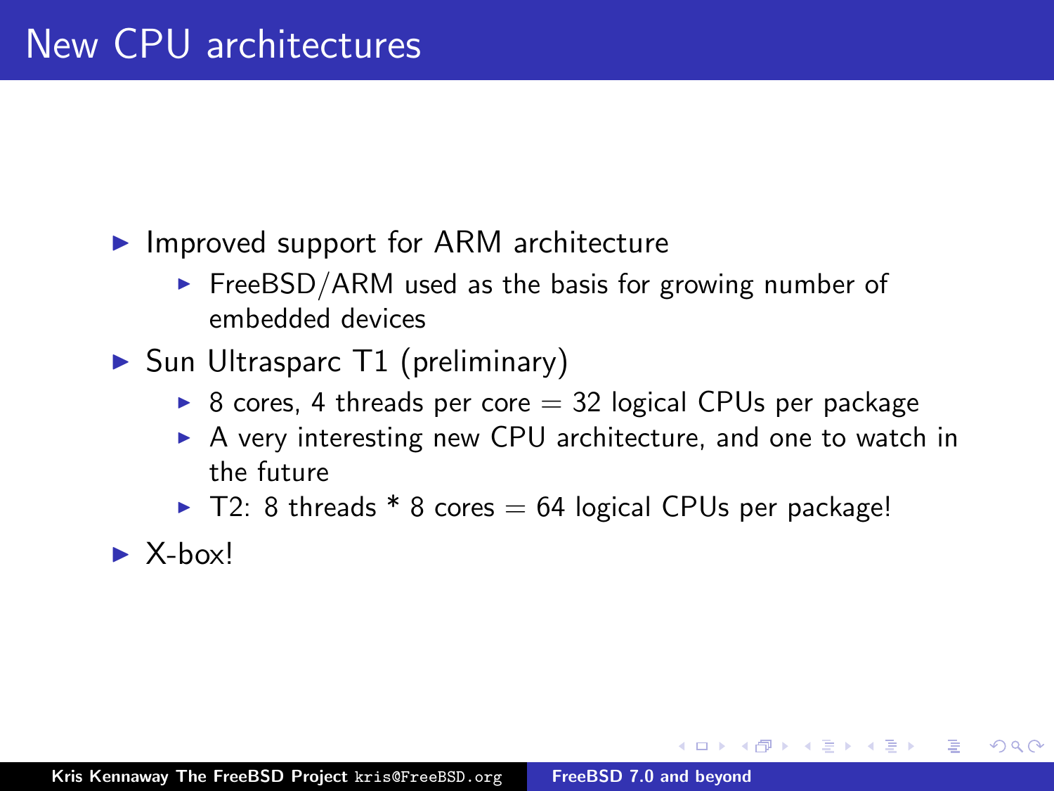# New CPU architectures

- Improved support for ARM architecture
  - FreeBSD/ARM used as the basis for growing number of embedded devices
- Sun Ultrasparc T1 (preliminary)
  - 8 cores, 4 threads per core = 32 logical CPUs per package
  - A very interesting new CPU architecture, and one to watch in the future
  - T2: 8 threads * 8 cores = 64 logical CPUs per package!
- X-box!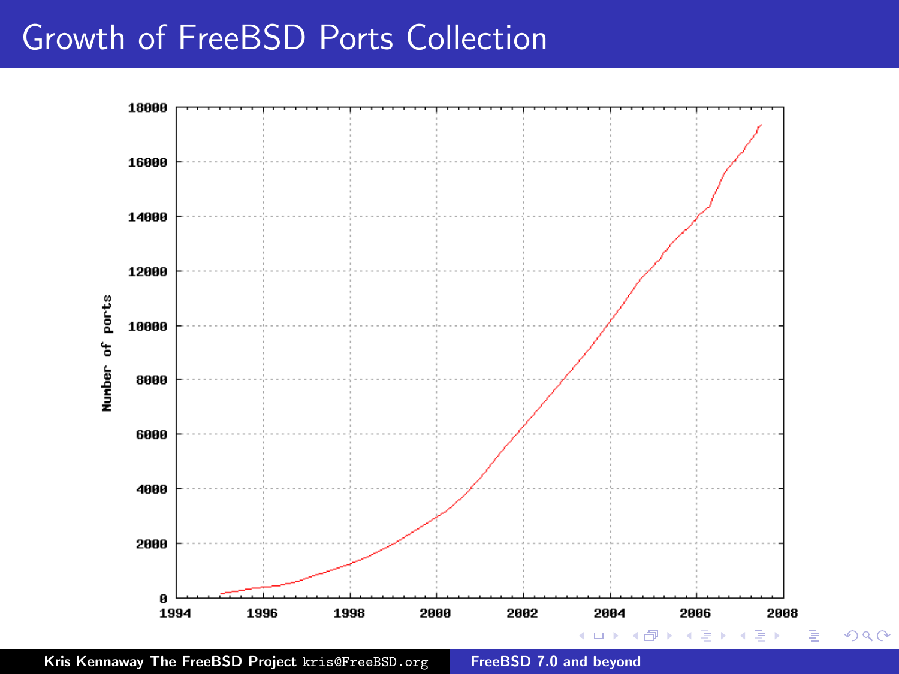# Growth of FreeBSD Ports Collection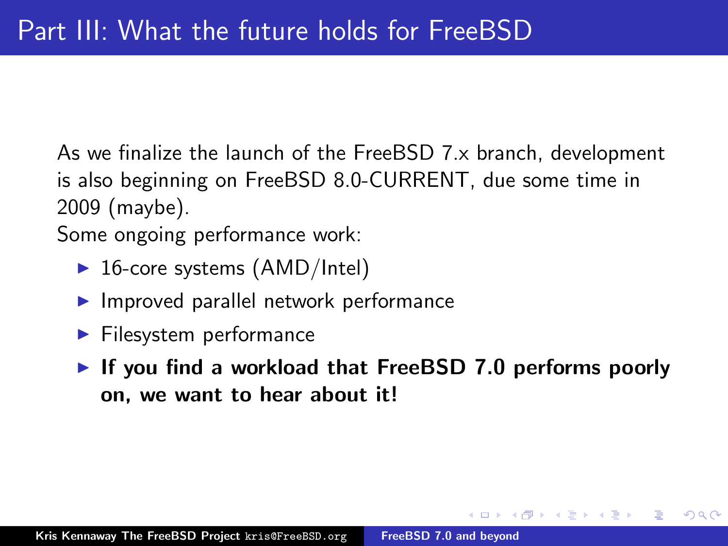# Part III: What the future holds for FreeBSD

As we finalize the launch of the FreeBSD 7.x branch, development is also beginning on FreeBSD 8.0-CURRENT, due some time in 2009 (maybe).

Some ongoing performance work:

- 16-core systems (AMD/Intel)
- Improved parallel network performance
- Filesystem performance
- **If you find a workload that FreeBSD 7.0 performs poorly on, we want to hear about it!**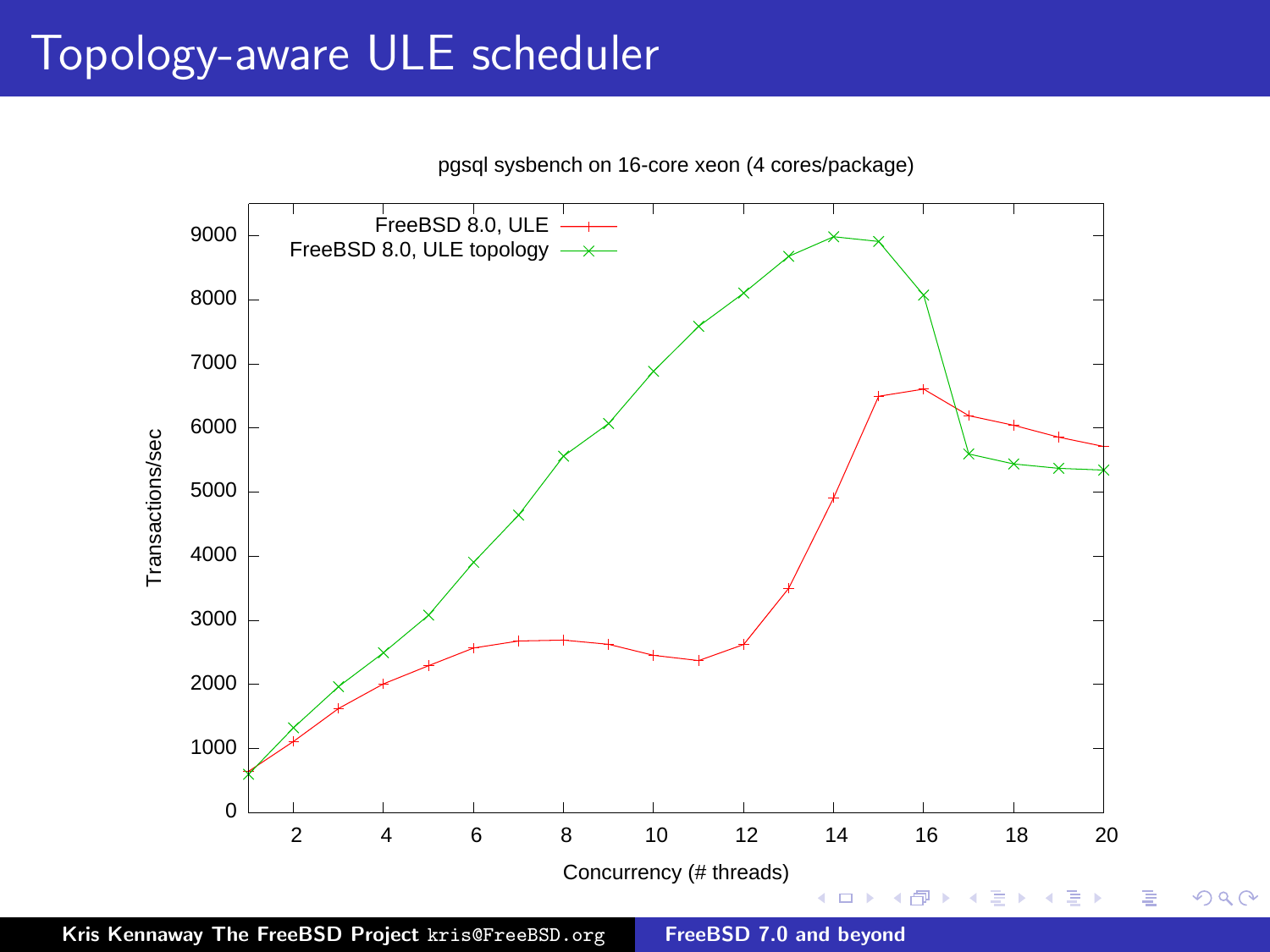# Topology-aware ULE scheduler

pgsql sysbench on 16-core xeon (4 cores/package)

| Concurrency (# threads) | FreeBSD 8.0, ULE (Transactions/sec) | FreeBSD 8.0, ULE topology (Transactions/sec) |
|---|---|---|
| 1 | ~630 | ~590 |
| 2 | ~1110 | ~1320 |
| 3 | ~1620 | ~1960 |
| 4 | ~2000 | ~2490 |
| 5 | ~2290 | ~3080 |
| 6 | ~2560 | ~3900 |
| 7 | ~2670 | ~4640 |
| 8 | ~2680 | ~5560 |
| 9 | ~2620 | ~6070 |
| 10 | ~2450 | ~6880 |
| 11 | ~2370 | ~7590 |
| 12 | ~2620 | ~8100 |
| 13 | ~3490 | ~8680 |
| 14 | ~4900 | ~8990 |
| 15 | ~6490 | ~8920 |
| 16 | ~6610 | ~8060 |
| 17 | ~6190 | ~5590 |
| 18 | ~6040 | ~5430 |
| 19 | ~5860 | ~5370 |
| 20 | ~5700 | ~5340 |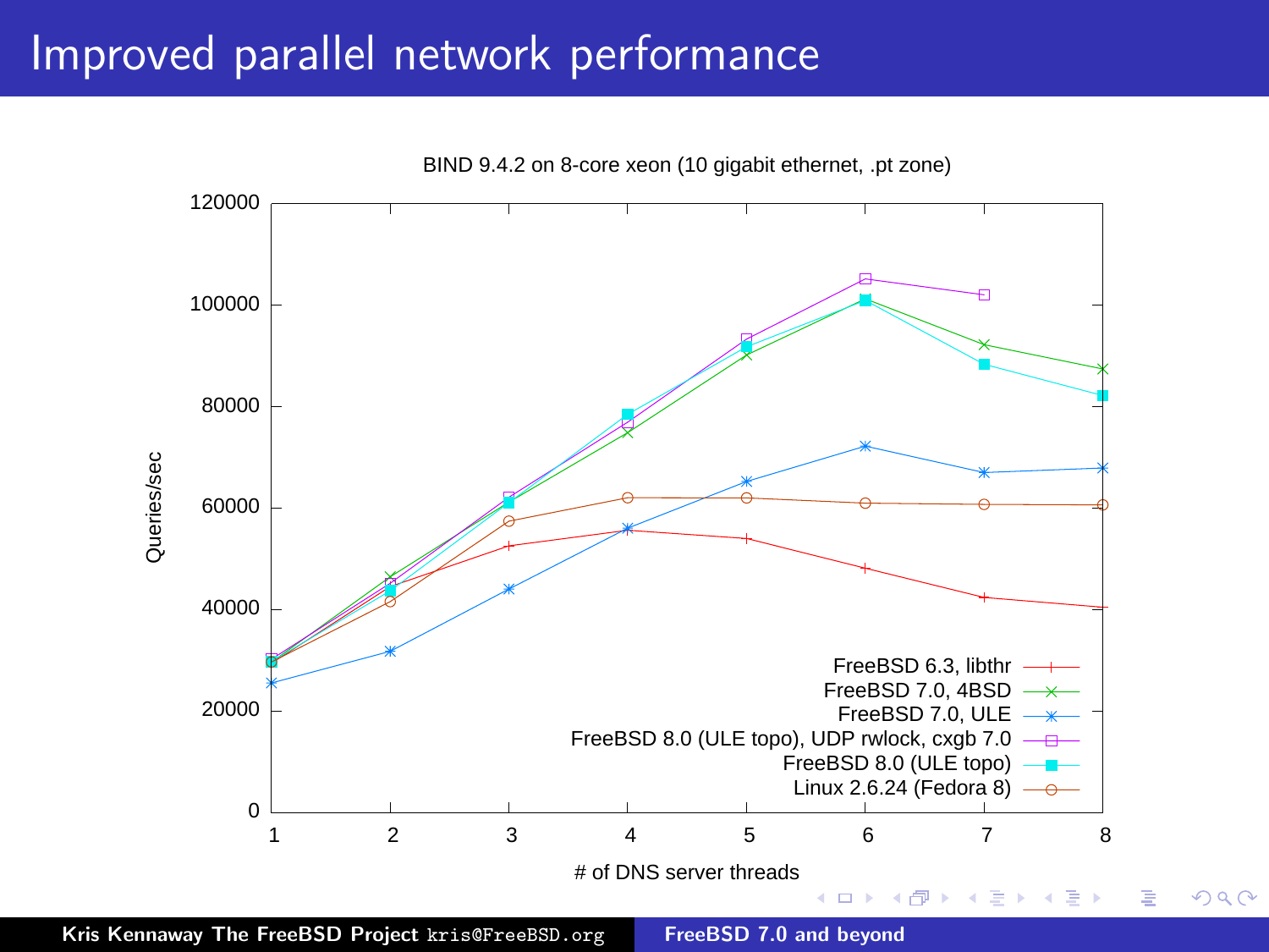# Improved parallel network performance

BIND 9.4.2 on 8-core xeon (10 gigabit ethernet, .pt zone)

Queries/sec

# of DNS server threads

- FreeBSD 6.3, libthr
- FreeBSD 7.0, 4BSD
- FreeBSD 7.0, ULE
- FreeBSD 8.0 (ULE topo), UDP rwlock, cxgb 7.0
- FreeBSD 8.0 (ULE topo)
- Linux 2.6.24 (Fedora 8)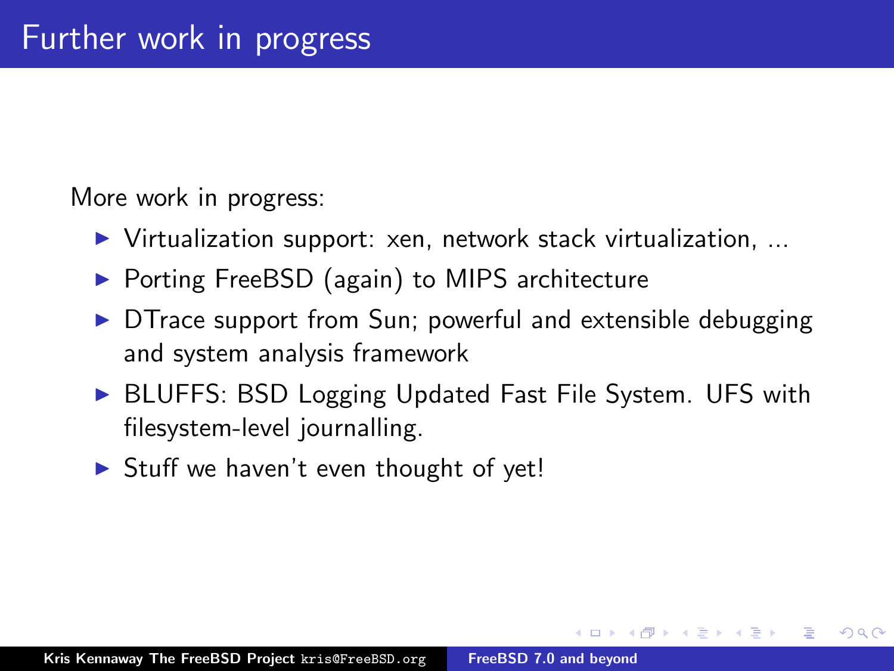# Further work in progress

More work in progress:

- Virtualization support: xen, network stack virtualization, ...
- Porting FreeBSD (again) to MIPS architecture
- DTrace support from Sun; powerful and extensible debugging and system analysis framework
- BLUFFS: BSD Logging Updated Fast File System. UFS with filesystem-level journalling.
- Stuff we haven't even thought of yet!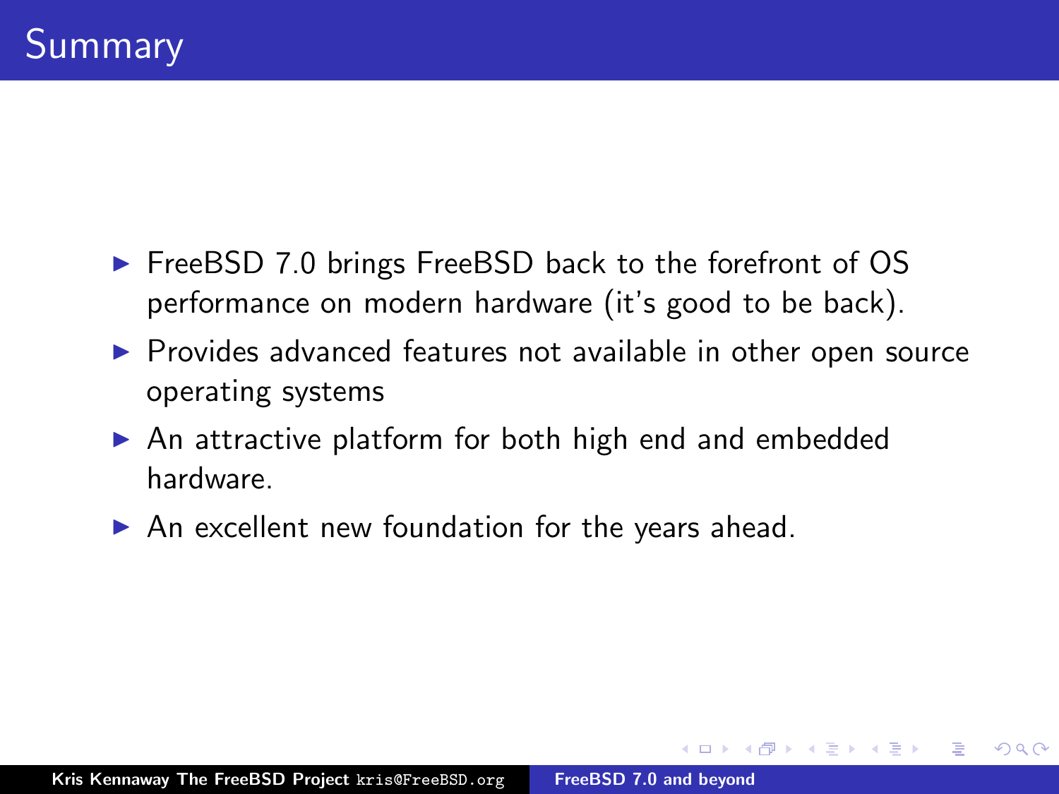# Summary

- FreeBSD 7.0 brings FreeBSD back to the forefront of OS performance on modern hardware (it's good to be back).
- Provides advanced features not available in other open source operating systems
- An attractive platform for both high end and embedded hardware.
- An excellent new foundation for the years ahead.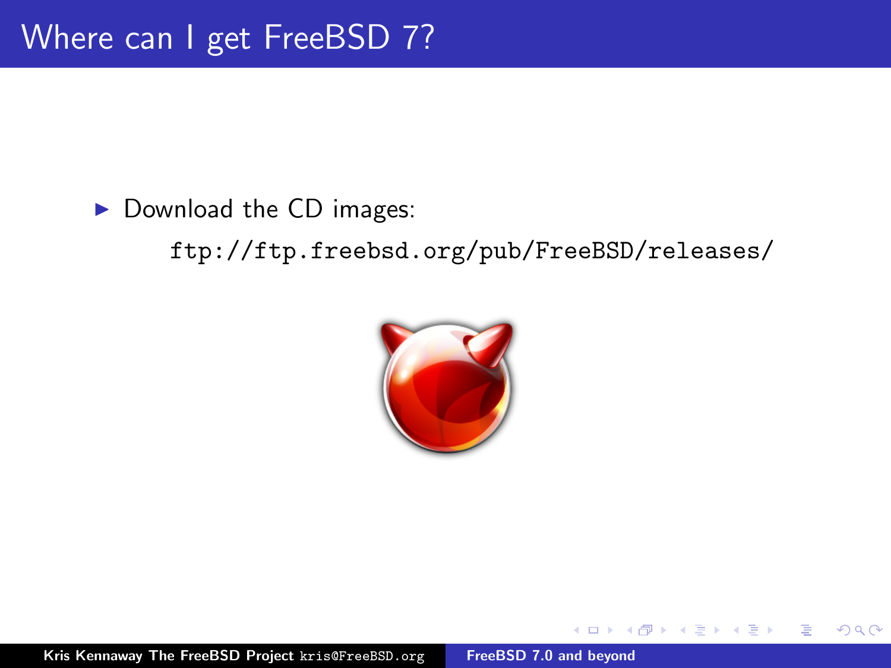# Where can I get FreeBSD 7?

- Download the CD images:

  `ftp://ftp.freebsd.org/pub/FreeBSD/releases/`